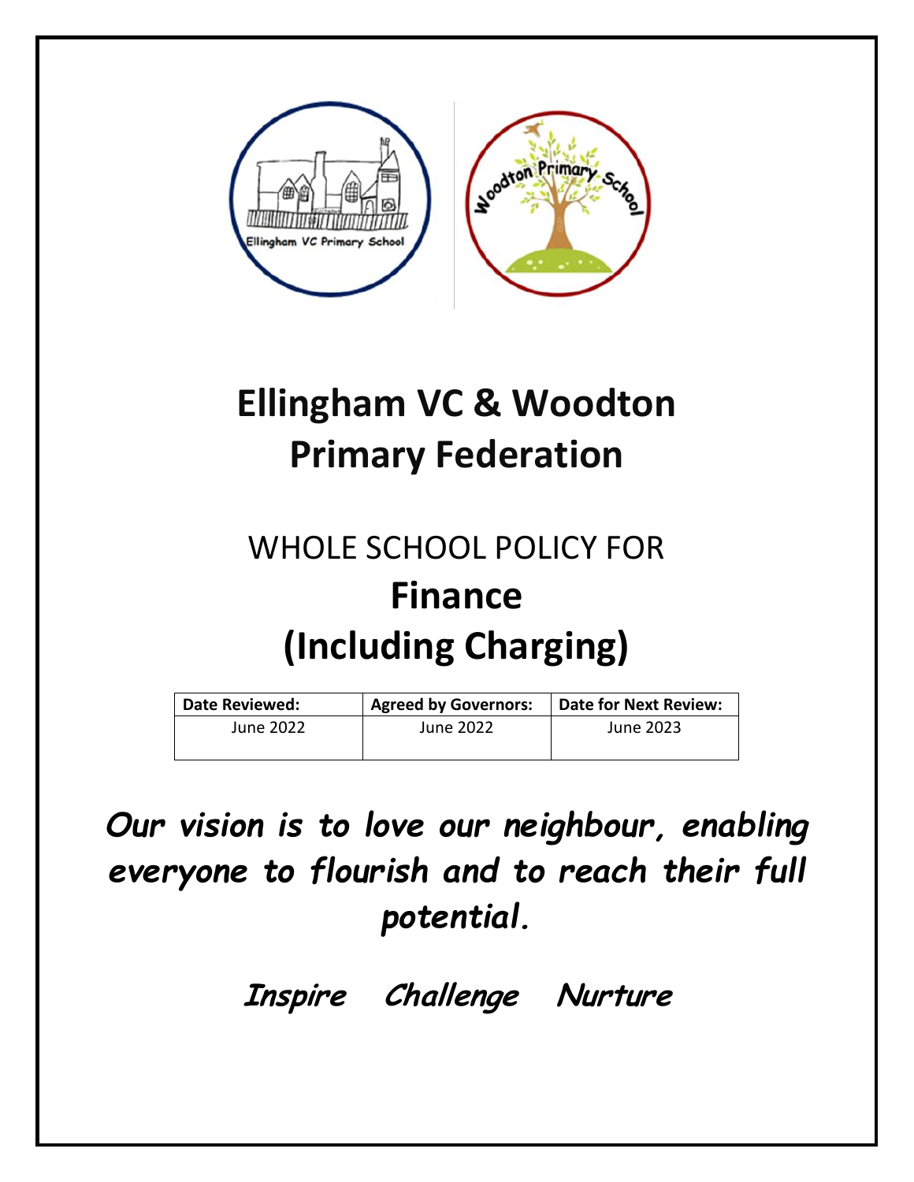# Ellingham VC & Woodton Primary Federation

## WHOLE SCHOOL POLICY FOR

# Finance (Including Charging)

| Date Reviewed: | Agreed by Governors: | Date for Next Review: |
|---|---|---|
| June 2022 | June 2022 | June 2023 |

***Our vision is to love our neighbour, enabling everyone to flourish and to reach their full potential.***

***Inspire Challenge Nurture***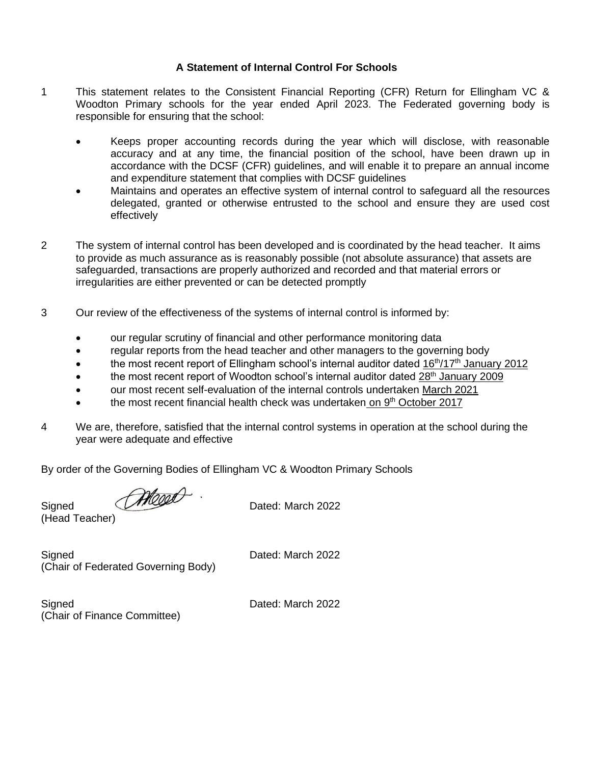**A Statement of Internal Control For Schools**

1. This statement relates to the Consistent Financial Reporting (CFR) Return for Ellingham VC & Woodton Primary schools for the year ended April 2023. The Federated governing body is responsible for ensuring that the school:

   - Keeps proper accounting records during the year which will disclose, with reasonable accuracy and at any time, the financial position of the school, have been drawn up in accordance with the DCSF (CFR) guidelines, and will enable it to prepare an annual income and expenditure statement that complies with DCSF guidelines
   - Maintains and operates an effective system of internal control to safeguard all the resources delegated, granted or otherwise entrusted to the school and ensure they are used cost effectively

2. The system of internal control has been developed and is coordinated by the head teacher. It aims to provide as much assurance as is reasonably possible (not absolute assurance) that assets are safeguarded, transactions are properly authorized and recorded and that material errors or irregularities are either prevented or can be detected promptly

3. Our review of the effectiveness of the systems of internal control is informed by:

   - our regular scrutiny of financial and other performance monitoring data
   - regular reports from the head teacher and other managers to the governing body
   - the most recent report of Ellingham school's internal auditor dated 16th/17th January 2012
   - the most recent report of Woodton school's internal auditor dated 28th January 2009
   - our most recent self-evaluation of the internal controls undertaken March 2021
   - the most recent financial health check was undertaken on 9th October 2017

4. We are, therefore, satisfied that the internal control systems in operation at the school during the year were adequate and effective

By order of the Governing Bodies of Ellingham VC & Woodton Primary Schools

Signed (Head Teacher) Dated: March 2022

Signed (Chair of Federated Governing Body) Dated: March 2022

Signed (Chair of Finance Committee) Dated: March 2022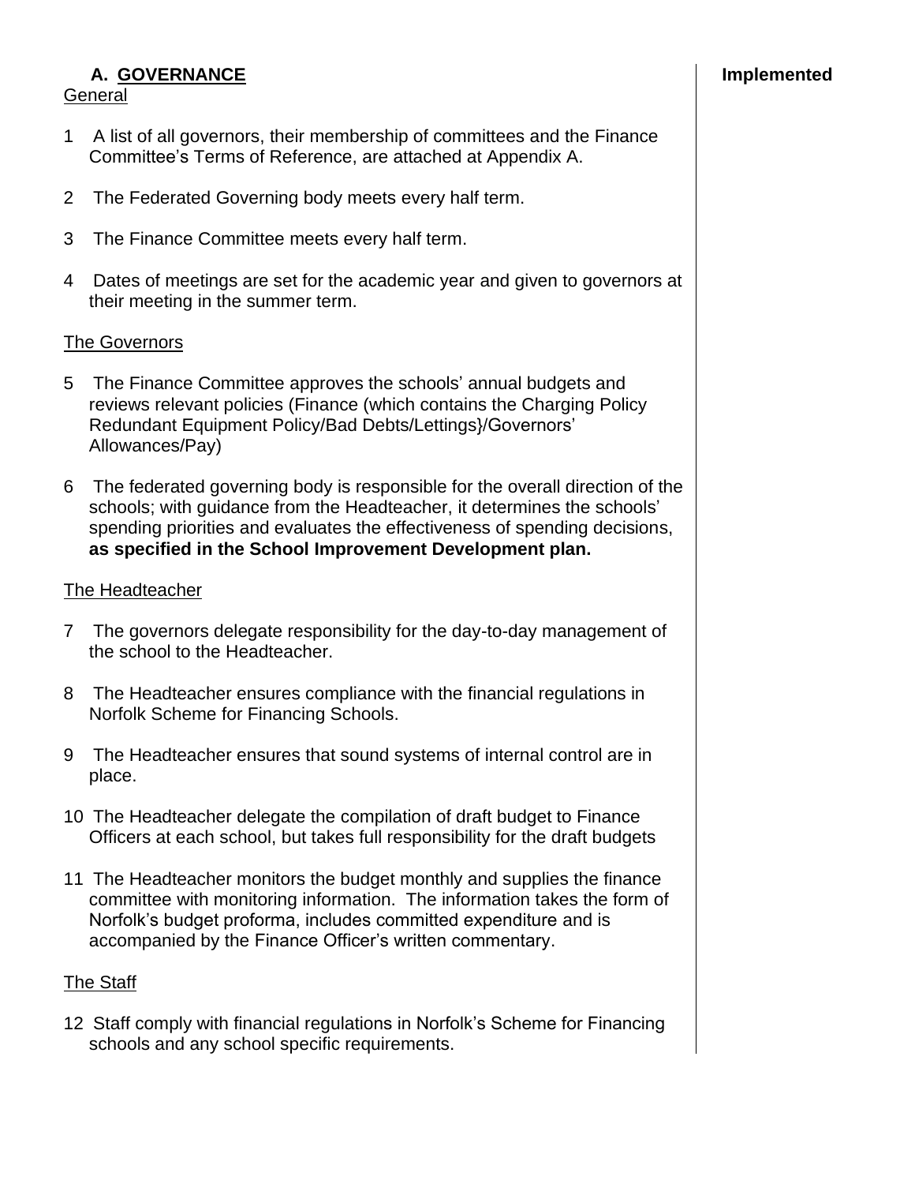## A. GOVERNANCE

**Implemented**

General

1 A list of all governors, their membership of committees and the Finance Committee's Terms of Reference, are attached at Appendix A.

2 The Federated Governing body meets every half term.

3 The Finance Committee meets every half term.

4 Dates of meetings are set for the academic year and given to governors at their meeting in the summer term.

The Governors

5 The Finance Committee approves the schools' annual budgets and reviews relevant policies (Finance (which contains the Charging Policy Redundant Equipment Policy/Bad Debts/Lettings}/Governors' Allowances/Pay)

6 The federated governing body is responsible for the overall direction of the schools; with guidance from the Headteacher, it determines the schools' spending priorities and evaluates the effectiveness of spending decisions, **as specified in the School Improvement Development plan.**

The Headteacher

7 The governors delegate responsibility for the day-to-day management of the school to the Headteacher.

8 The Headteacher ensures compliance with the financial regulations in Norfolk Scheme for Financing Schools.

9 The Headteacher ensures that sound systems of internal control are in place.

10 The Headteacher delegate the compilation of draft budget to Finance Officers at each school, but takes full responsibility for the draft budgets

11 The Headteacher monitors the budget monthly and supplies the finance committee with monitoring information. The information takes the form of Norfolk's budget proforma, includes committed expenditure and is accompanied by the Finance Officer's written commentary.

The Staff

12 Staff comply with financial regulations in Norfolk's Scheme for Financing schools and any school specific requirements.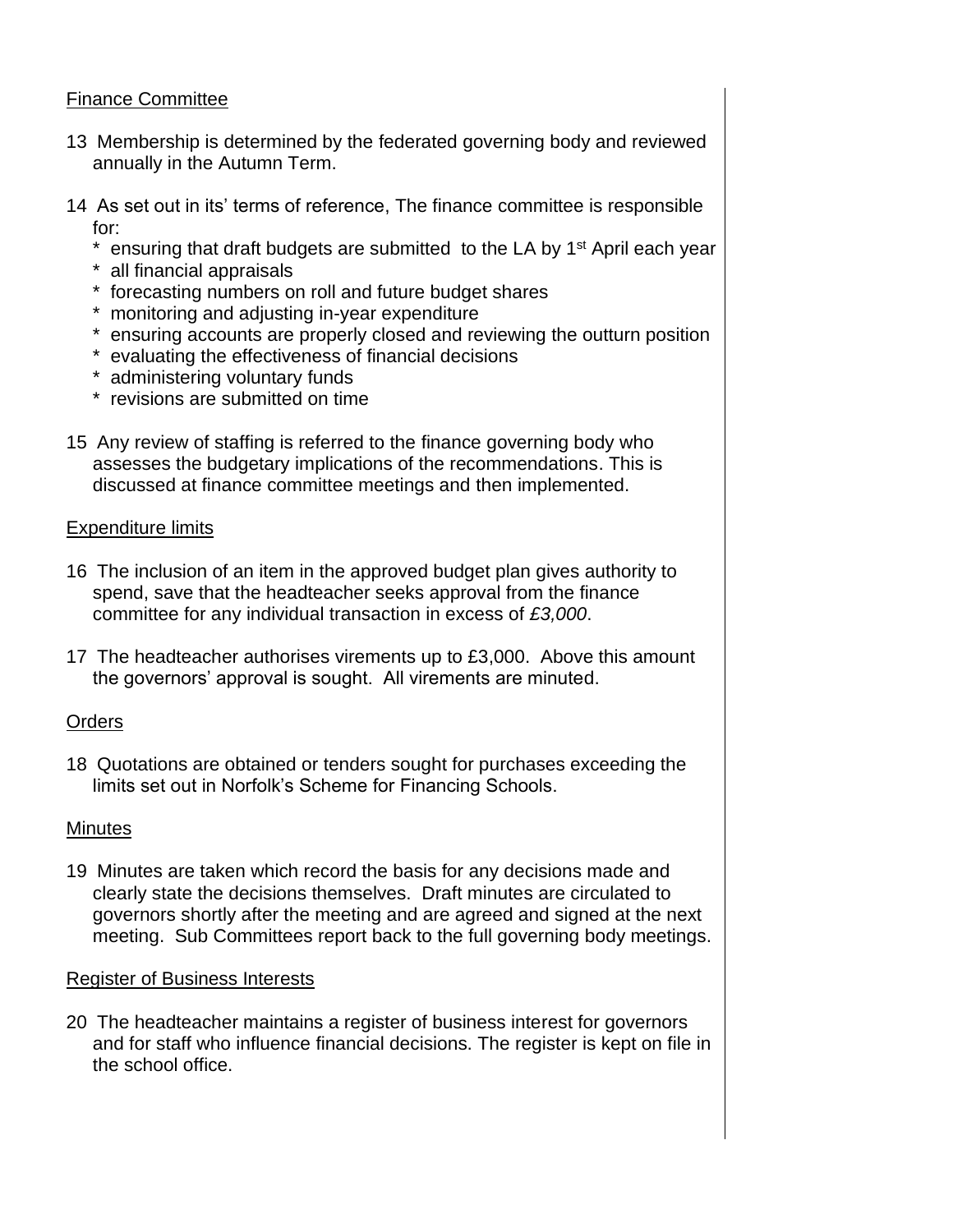## Finance Committee

13 Membership is determined by the federated governing body and reviewed annually in the Autumn Term.

14 As set out in its' terms of reference, The finance committee is responsible for:

- \* ensuring that draft budgets are submitted to the LA by 1st April each year
- \* all financial appraisals
- \* forecasting numbers on roll and future budget shares
- \* monitoring and adjusting in-year expenditure
- \* ensuring accounts are properly closed and reviewing the outturn position
- \* evaluating the effectiveness of financial decisions
- \* administering voluntary funds
- \* revisions are submitted on time

15 Any review of staffing is referred to the finance governing body who assesses the budgetary implications of the recommendations. This is discussed at finance committee meetings and then implemented.

## Expenditure limits

16 The inclusion of an item in the approved budget plan gives authority to spend, save that the headteacher seeks approval from the finance committee for any individual transaction in excess of *£3,000*.

17 The headteacher authorises virements up to £3,000. Above this amount the governors' approval is sought. All virements are minuted.

## Orders

18 Quotations are obtained or tenders sought for purchases exceeding the limits set out in Norfolk's Scheme for Financing Schools.

## Minutes

19 Minutes are taken which record the basis for any decisions made and clearly state the decisions themselves. Draft minutes are circulated to governors shortly after the meeting and are agreed and signed at the next meeting. Sub Committees report back to the full governing body meetings.

## Register of Business Interests

20 The headteacher maintains a register of business interest for governors and for staff who influence financial decisions. The register is kept on file in the school office.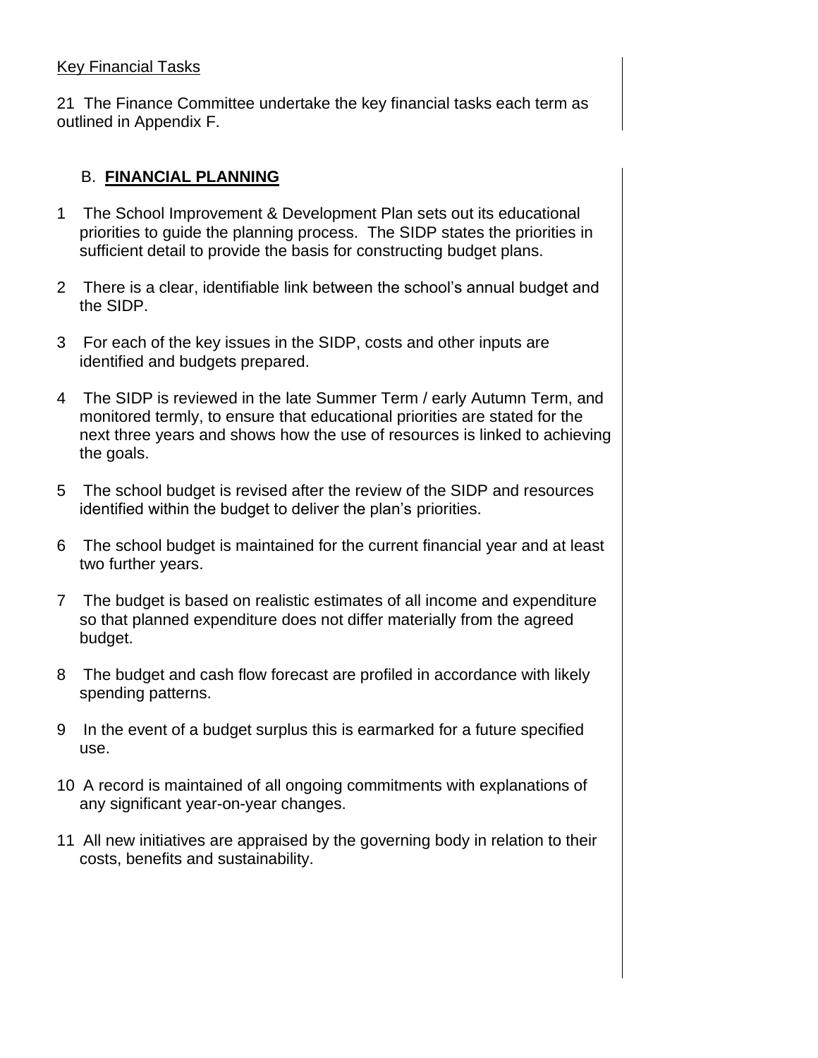Key Financial Tasks

21 The Finance Committee undertake the key financial tasks each term as outlined in Appendix F.

## B. **FINANCIAL PLANNING**

1 The School Improvement & Development Plan sets out its educational priorities to guide the planning process. The SIDP states the priorities in sufficient detail to provide the basis for constructing budget plans.

2 There is a clear, identifiable link between the school's annual budget and the SIDP.

3 For each of the key issues in the SIDP, costs and other inputs are identified and budgets prepared.

4 The SIDP is reviewed in the late Summer Term / early Autumn Term, and monitored termly, to ensure that educational priorities are stated for the next three years and shows how the use of resources is linked to achieving the goals.

5 The school budget is revised after the review of the SIDP and resources identified within the budget to deliver the plan's priorities.

6 The school budget is maintained for the current financial year and at least two further years.

7 The budget is based on realistic estimates of all income and expenditure so that planned expenditure does not differ materially from the agreed budget.

8 The budget and cash flow forecast are profiled in accordance with likely spending patterns.

9 In the event of a budget surplus this is earmarked for a future specified use.

10 A record is maintained of all ongoing commitments with explanations of any significant year-on-year changes.

11 All new initiatives are appraised by the governing body in relation to their costs, benefits and sustainability.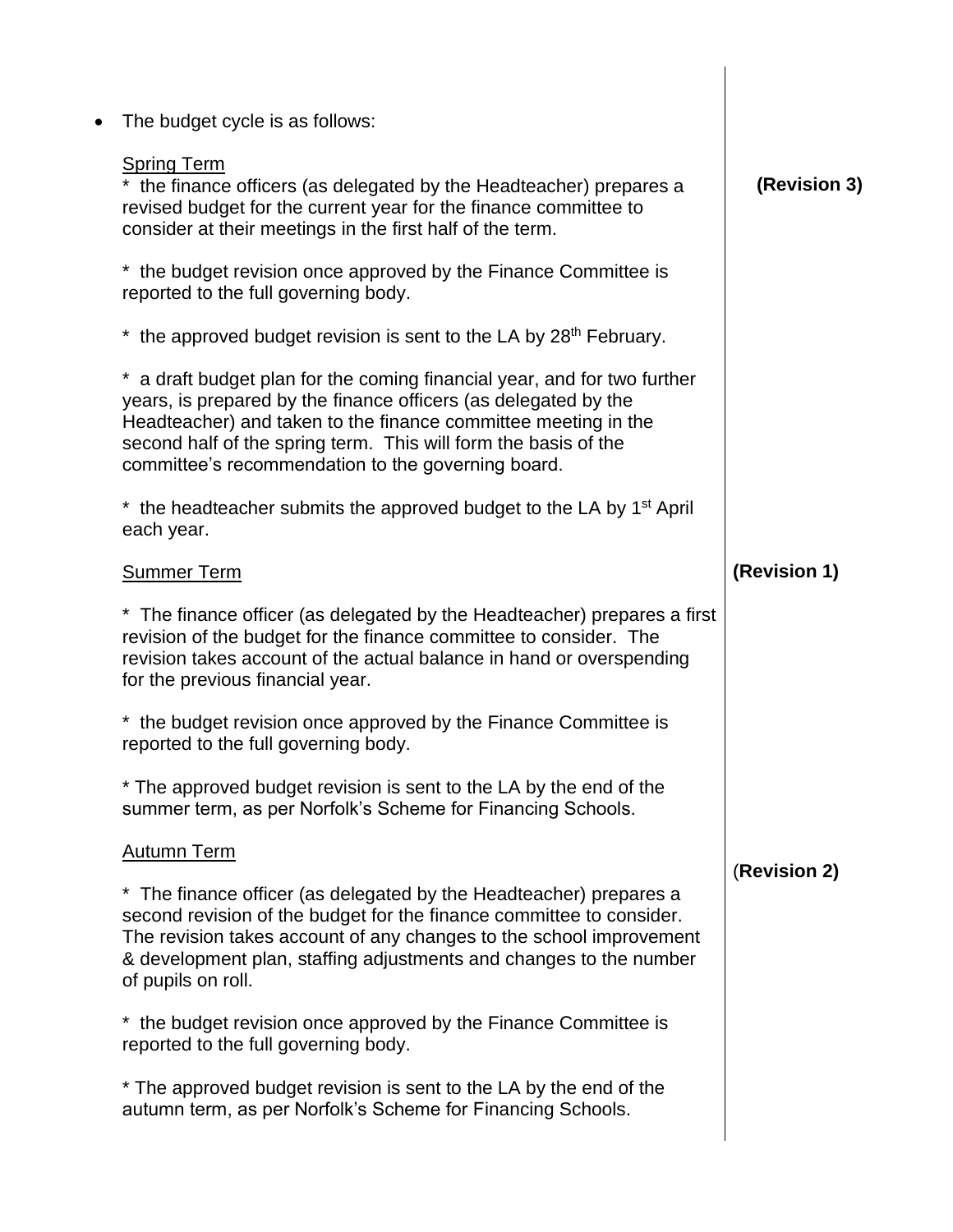- The budget cycle is as follows:

  <u>Spring Term</u> **(Revision 3)**

  * the finance officers (as delegated by the Headteacher) prepares a revised budget for the current year for the finance committee to consider at their meetings in the first half of the term.

  * the budget revision once approved by the Finance Committee is reported to the full governing body.

  * the approved budget revision is sent to the LA by 28th February.

  * a draft budget plan for the coming financial year, and for two further years, is prepared by the finance officers (as delegated by the Headteacher) and taken to the finance committee meeting in the second half of the spring term. This will form the basis of the committee's recommendation to the governing board.

  * the headteacher submits the approved budget to the LA by 1st April each year.

  <u>Summer Term</u> **(Revision 1)**

  * The finance officer (as delegated by the Headteacher) prepares a first revision of the budget for the finance committee to consider. The revision takes account of the actual balance in hand or overspending for the previous financial year.

  * the budget revision once approved by the Finance Committee is reported to the full governing body.

  * The approved budget revision is sent to the LA by the end of the summer term, as per Norfolk's Scheme for Financing Schools.

  <u>Autumn Term</u> **(Revision 2)**

  * The finance officer (as delegated by the Headteacher) prepares a second revision of the budget for the finance committee to consider. The revision takes account of any changes to the school improvement & development plan, staffing adjustments and changes to the number of pupils on roll.

  * the budget revision once approved by the Finance Committee is reported to the full governing body.

  * The approved budget revision is sent to the LA by the end of the autumn term, as per Norfolk's Scheme for Financing Schools.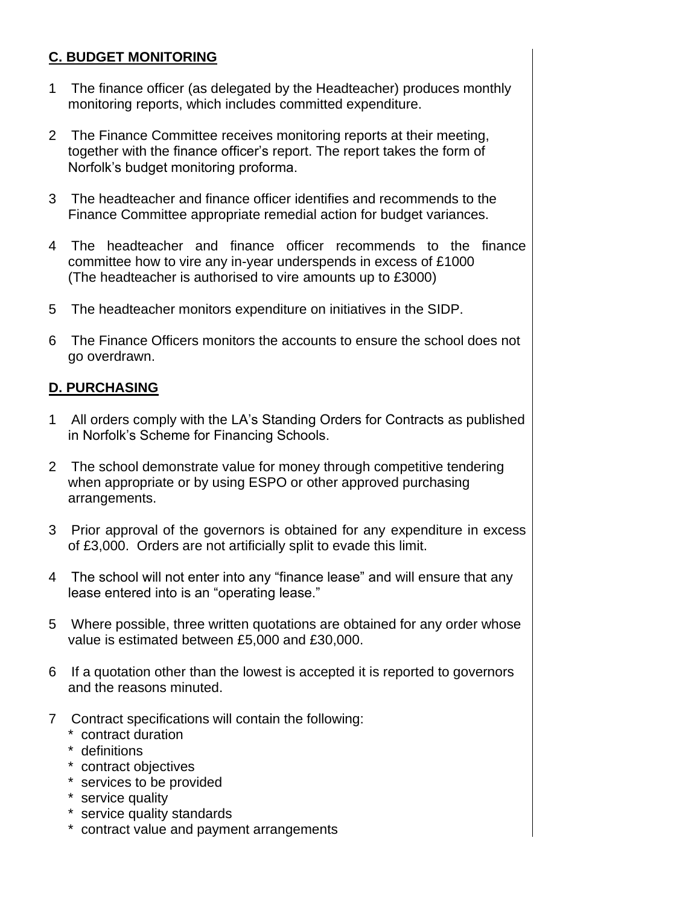**C. BUDGET MONITORING**

1 The finance officer (as delegated by the Headteacher) produces monthly monitoring reports, which includes committed expenditure.

2 The Finance Committee receives monitoring reports at their meeting, together with the finance officer's report. The report takes the form of Norfolk's budget monitoring proforma.

3 The headteacher and finance officer identifies and recommends to the Finance Committee appropriate remedial action for budget variances.

4 The headteacher and finance officer recommends to the finance committee how to vire any in-year underspends in excess of £1000 (The headteacher is authorised to vire amounts up to £3000)

5 The headteacher monitors expenditure on initiatives in the SIDP.

6 The Finance Officers monitors the accounts to ensure the school does not go overdrawn.

**D. PURCHASING**

1 All orders comply with the LA's Standing Orders for Contracts as published in Norfolk's Scheme for Financing Schools.

2 The school demonstrate value for money through competitive tendering when appropriate or by using ESPO or other approved purchasing arrangements.

3 Prior approval of the governors is obtained for any expenditure in excess of £3,000. Orders are not artificially split to evade this limit.

4 The school will not enter into any "finance lease" and will ensure that any lease entered into is an "operating lease."

5 Where possible, three written quotations are obtained for any order whose value is estimated between £5,000 and £30,000.

6 If a quotation other than the lowest is accepted it is reported to governors and the reasons minuted.

7 Contract specifications will contain the following:
   - contract duration
   - definitions
   - contract objectives
   - services to be provided
   - service quality
   - service quality standards
   - contract value and payment arrangements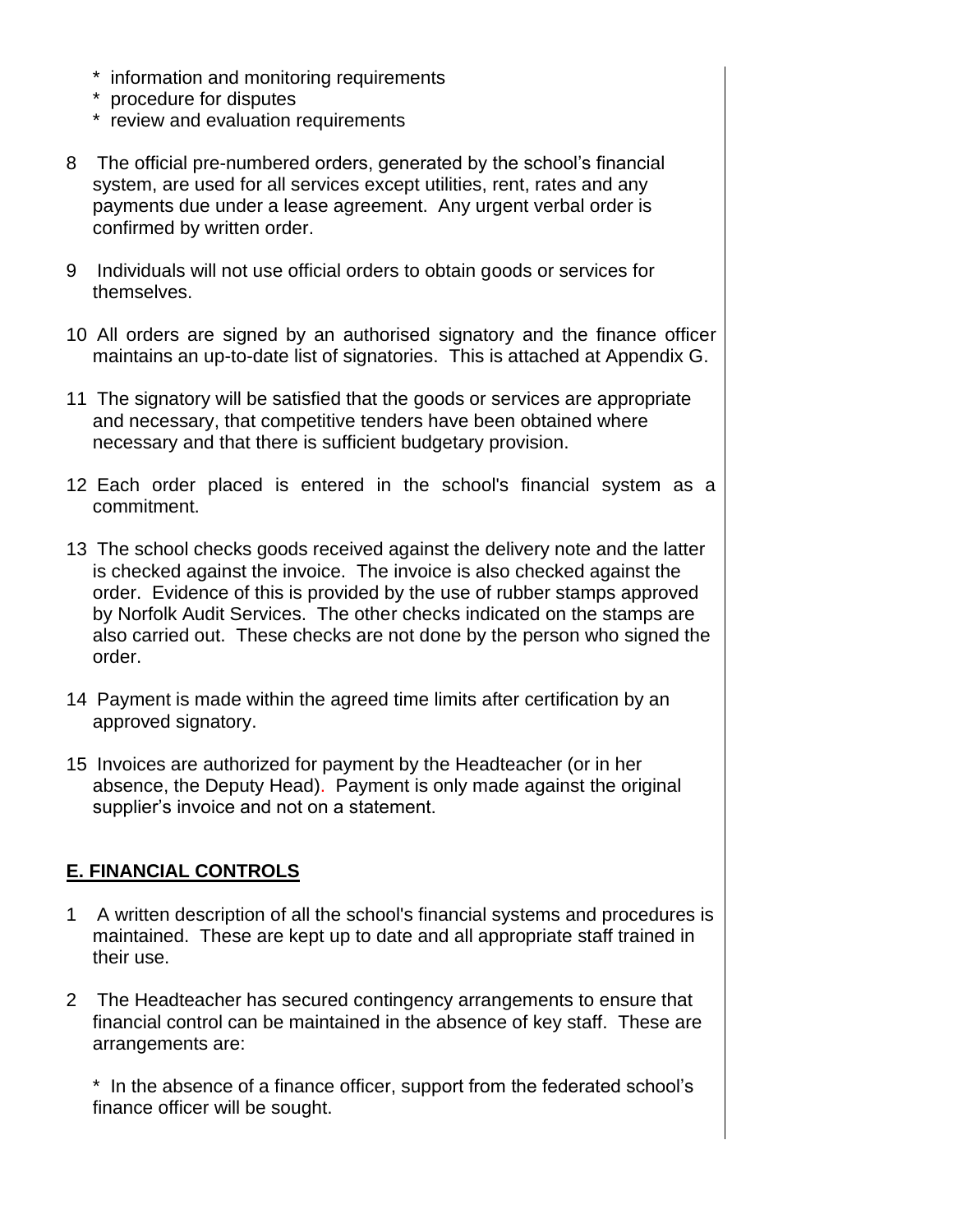* information and monitoring requirements
* procedure for disputes
* review and evaluation requirements

8 The official pre-numbered orders, generated by the school's financial system, are used for all services except utilities, rent, rates and any payments due under a lease agreement. Any urgent verbal order is confirmed by written order.

9 Individuals will not use official orders to obtain goods or services for themselves.

10 All orders are signed by an authorised signatory and the finance officer maintains an up-to-date list of signatories. This is attached at Appendix G.

11 The signatory will be satisfied that the goods or services are appropriate and necessary, that competitive tenders have been obtained where necessary and that there is sufficient budgetary provision.

12 Each order placed is entered in the school's financial system as a commitment.

13 The school checks goods received against the delivery note and the latter is checked against the invoice. The invoice is also checked against the order. Evidence of this is provided by the use of rubber stamps approved by Norfolk Audit Services. The other checks indicated on the stamps are also carried out. These checks are not done by the person who signed the order.

14 Payment is made within the agreed time limits after certification by an approved signatory.

15 Invoices are authorized for payment by the Headteacher (or in her absence, the Deputy Head). Payment is only made against the original supplier's invoice and not on a statement.

## E. FINANCIAL CONTROLS

1 A written description of all the school's financial systems and procedures is maintained. These are kept up to date and all appropriate staff trained in their use.

2 The Headteacher has secured contingency arrangements to ensure that financial control can be maintained in the absence of key staff. These are arrangements are:

* In the absence of a finance officer, support from the federated school's finance officer will be sought.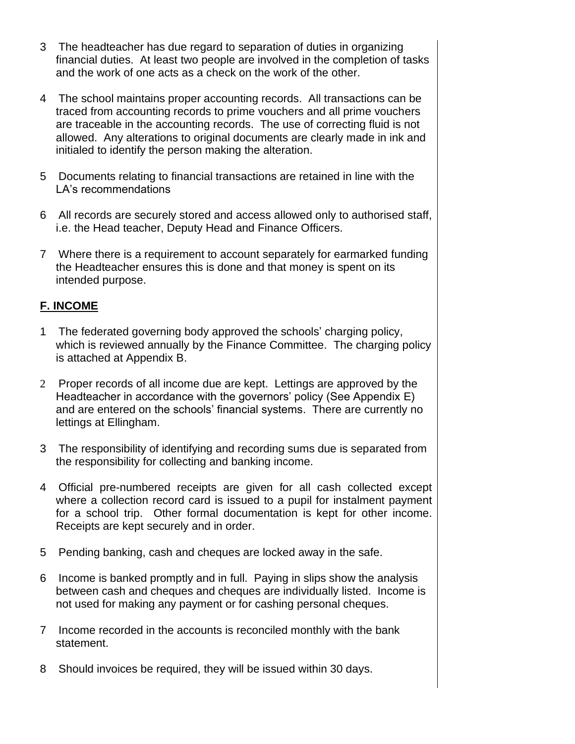3 The headteacher has due regard to separation of duties in organizing financial duties. At least two people are involved in the completion of tasks and the work of one acts as a check on the work of the other.

4 The school maintains proper accounting records. All transactions can be traced from accounting records to prime vouchers and all prime vouchers are traceable in the accounting records. The use of correcting fluid is not allowed. Any alterations to original documents are clearly made in ink and initialed to identify the person making the alteration.

5 Documents relating to financial transactions are retained in line with the LA's recommendations

6 All records are securely stored and access allowed only to authorised staff, i.e. the Head teacher, Deputy Head and Finance Officers.

7 Where there is a requirement to account separately for earmarked funding the Headteacher ensures this is done and that money is spent on its intended purpose.

## F. INCOME

1 The federated governing body approved the schools' charging policy, which is reviewed annually by the Finance Committee. The charging policy is attached at Appendix B.

2 Proper records of all income due are kept. Lettings are approved by the Headteacher in accordance with the governors' policy (See Appendix E) and are entered on the schools' financial systems. There are currently no lettings at Ellingham.

3 The responsibility of identifying and recording sums due is separated from the responsibility for collecting and banking income.

4 Official pre-numbered receipts are given for all cash collected except where a collection record card is issued to a pupil for instalment payment for a school trip. Other formal documentation is kept for other income. Receipts are kept securely and in order.

5 Pending banking, cash and cheques are locked away in the safe.

6 Income is banked promptly and in full. Paying in slips show the analysis between cash and cheques and cheques are individually listed. Income is not used for making any payment or for cashing personal cheques.

7 Income recorded in the accounts is reconciled monthly with the bank statement.

8 Should invoices be required, they will be issued within 30 days.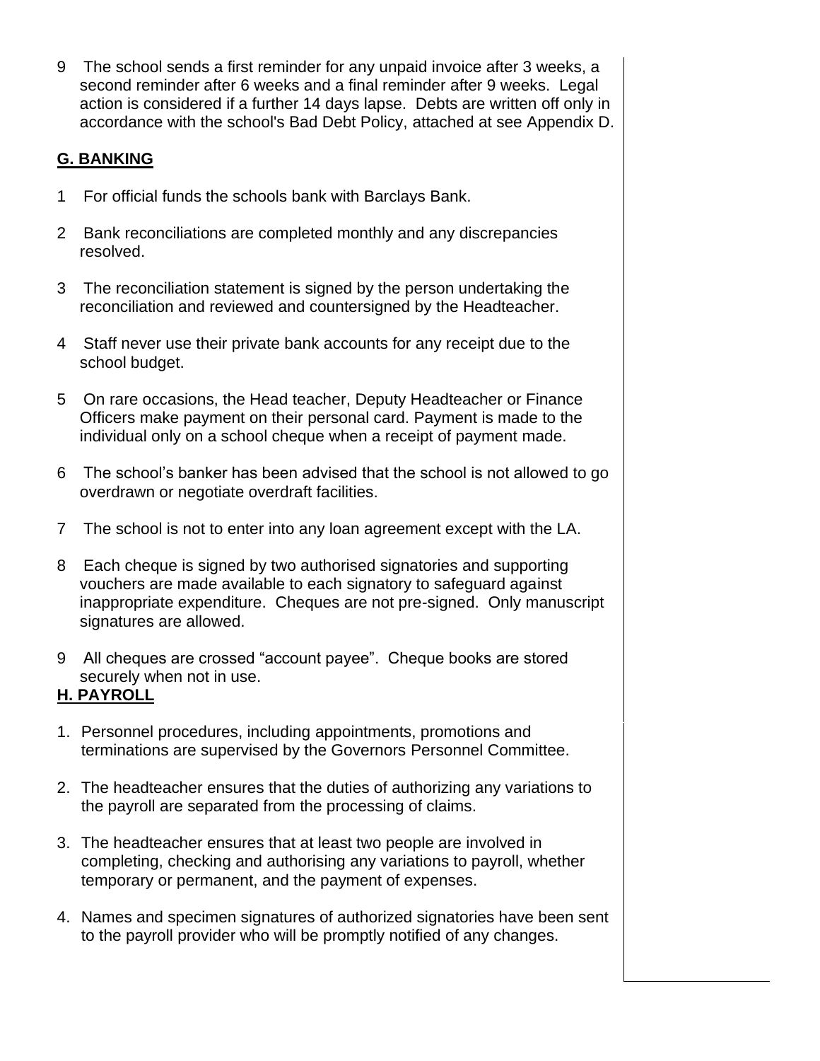9 The school sends a first reminder for any unpaid invoice after 3 weeks, a second reminder after 6 weeks and a final reminder after 9 weeks. Legal action is considered if a further 14 days lapse. Debts are written off only in accordance with the school's Bad Debt Policy, attached at see Appendix D.

## G. BANKING

1 For official funds the schools bank with Barclays Bank.

2 Bank reconciliations are completed monthly and any discrepancies resolved.

3 The reconciliation statement is signed by the person undertaking the reconciliation and reviewed and countersigned by the Headteacher.

4 Staff never use their private bank accounts for any receipt due to the school budget.

5 On rare occasions, the Head teacher, Deputy Headteacher or Finance Officers make payment on their personal card. Payment is made to the individual only on a school cheque when a receipt of payment made.

6 The school's banker has been advised that the school is not allowed to go overdrawn or negotiate overdraft facilities.

7 The school is not to enter into any loan agreement except with the LA.

8 Each cheque is signed by two authorised signatories and supporting vouchers are made available to each signatory to safeguard against inappropriate expenditure. Cheques are not pre-signed. Only manuscript signatures are allowed.

9 All cheques are crossed "account payee". Cheque books are stored securely when not in use.

## H. PAYROLL

1. Personnel procedures, including appointments, promotions and terminations are supervised by the Governors Personnel Committee.

2. The headteacher ensures that the duties of authorizing any variations to the payroll are separated from the processing of claims.

3. The headteacher ensures that at least two people are involved in completing, checking and authorising any variations to payroll, whether temporary or permanent, and the payment of expenses.

4. Names and specimen signatures of authorized signatories have been sent to the payroll provider who will be promptly notified of any changes.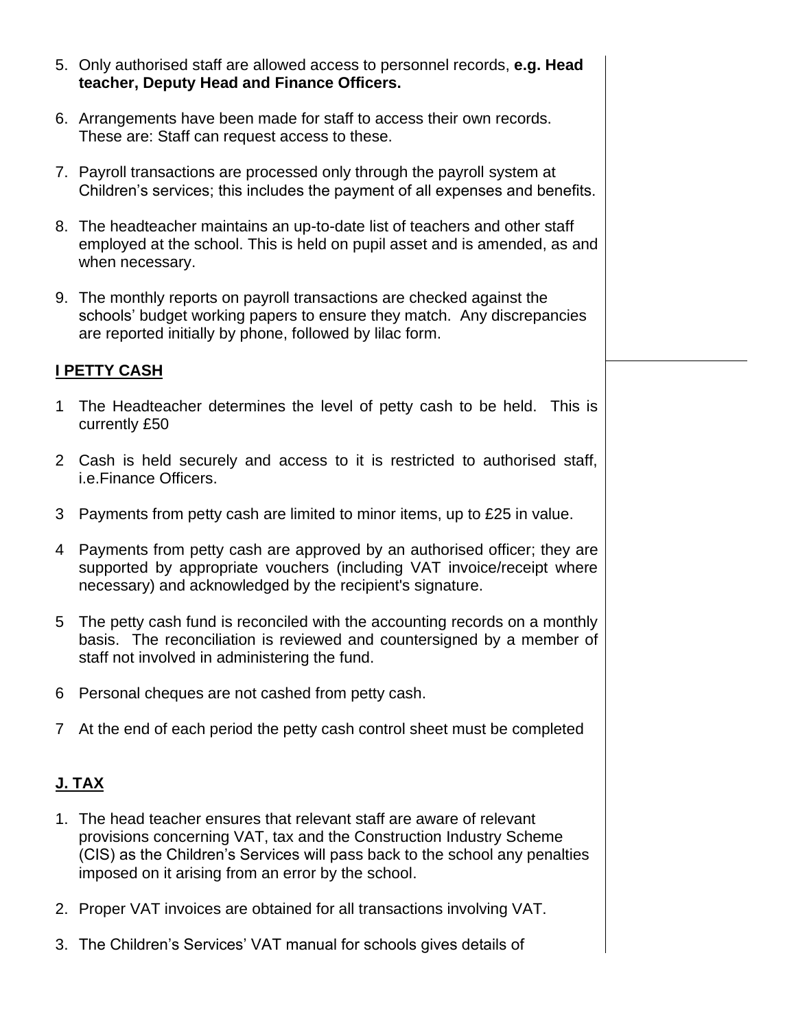5. Only authorised staff are allowed access to personnel records, **e.g. Head teacher, Deputy Head and Finance Officers.**

6. Arrangements have been made for staff to access their own records. These are: Staff can request access to these.

7. Payroll transactions are processed only through the payroll system at Children's services; this includes the payment of all expenses and benefits.

8. The headteacher maintains an up-to-date list of teachers and other staff employed at the school. This is held on pupil asset and is amended, as and when necessary.

9. The monthly reports on payroll transactions are checked against the schools' budget working papers to ensure they match. Any discrepancies are reported initially by phone, followed by lilac form.

## I PETTY CASH

1 The Headteacher determines the level of petty cash to be held. This is currently £50

2 Cash is held securely and access to it is restricted to authorised staff, i.e.Finance Officers.

3 Payments from petty cash are limited to minor items, up to £25 in value.

4 Payments from petty cash are approved by an authorised officer; they are supported by appropriate vouchers (including VAT invoice/receipt where necessary) and acknowledged by the recipient's signature.

5 The petty cash fund is reconciled with the accounting records on a monthly basis. The reconciliation is reviewed and countersigned by a member of staff not involved in administering the fund.

6 Personal cheques are not cashed from petty cash.

7 At the end of each period the petty cash control sheet must be completed

## J. TAX

1. The head teacher ensures that relevant staff are aware of relevant provisions concerning VAT, tax and the Construction Industry Scheme (CIS) as the Children's Services will pass back to the school any penalties imposed on it arising from an error by the school.

2. Proper VAT invoices are obtained for all transactions involving VAT.

3. The Children's Services' VAT manual for schools gives details of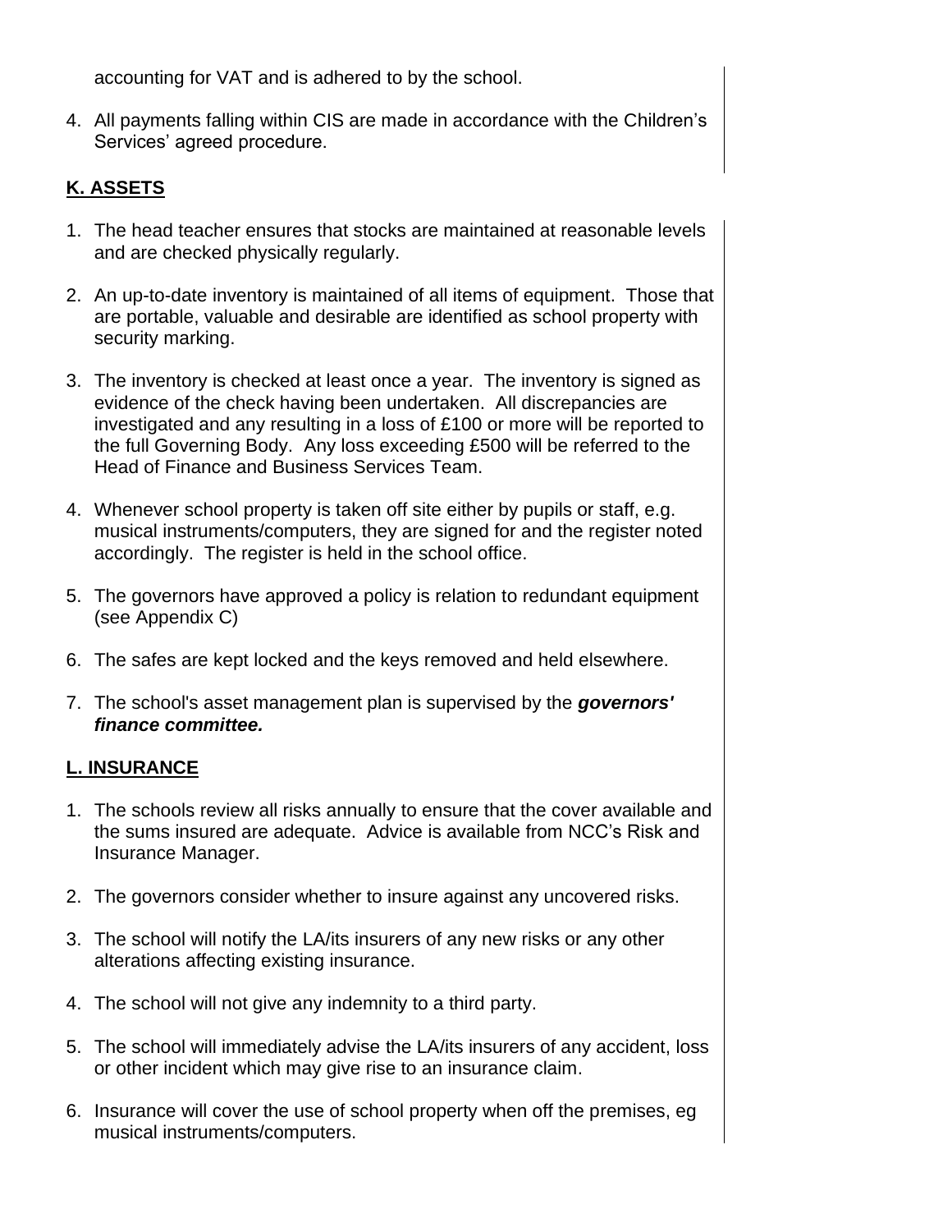accounting for VAT and is adhered to by the school.

4. All payments falling within CIS are made in accordance with the Children's Services' agreed procedure.

## K. ASSETS

1. The head teacher ensures that stocks are maintained at reasonable levels and are checked physically regularly.

2. An up-to-date inventory is maintained of all items of equipment. Those that are portable, valuable and desirable are identified as school property with security marking.

3. The inventory is checked at least once a year. The inventory is signed as evidence of the check having been undertaken. All discrepancies are investigated and any resulting in a loss of £100 or more will be reported to the full Governing Body. Any loss exceeding £500 will be referred to the Head of Finance and Business Services Team.

4. Whenever school property is taken off site either by pupils or staff, e.g. musical instruments/computers, they are signed for and the register noted accordingly. The register is held in the school office.

5. The governors have approved a policy is relation to redundant equipment (see Appendix C)

6. The safes are kept locked and the keys removed and held elsewhere.

7. The school's asset management plan is supervised by the ***governors' finance committee.***

## L. INSURANCE

1. The schools review all risks annually to ensure that the cover available and the sums insured are adequate. Advice is available from NCC's Risk and Insurance Manager.

2. The governors consider whether to insure against any uncovered risks.

3. The school will notify the LA/its insurers of any new risks or any other alterations affecting existing insurance.

4. The school will not give any indemnity to a third party.

5. The school will immediately advise the LA/its insurers of any accident, loss or other incident which may give rise to an insurance claim.

6. Insurance will cover the use of school property when off the premises, eg musical instruments/computers.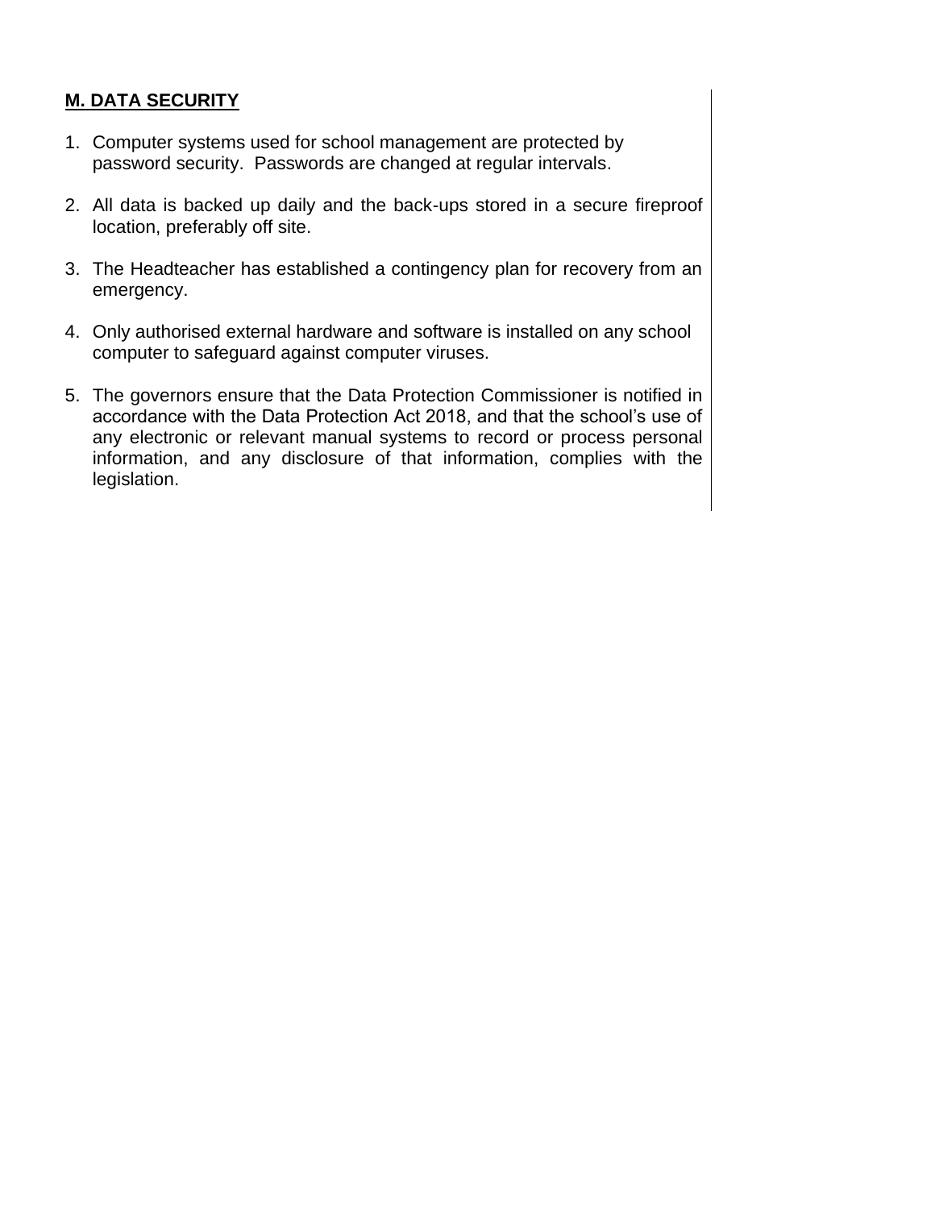## M. DATA SECURITY

1. Computer systems used for school management are protected by password security. Passwords are changed at regular intervals.

2. All data is backed up daily and the back-ups stored in a secure fireproof location, preferably off site.

3. The Headteacher has established a contingency plan for recovery from an emergency.

4. Only authorised external hardware and software is installed on any school computer to safeguard against computer viruses.

5. The governors ensure that the Data Protection Commissioner is notified in accordance with the Data Protection Act 2018, and that the school's use of any electronic or relevant manual systems to record or process personal information, and any disclosure of that information, complies with the legislation.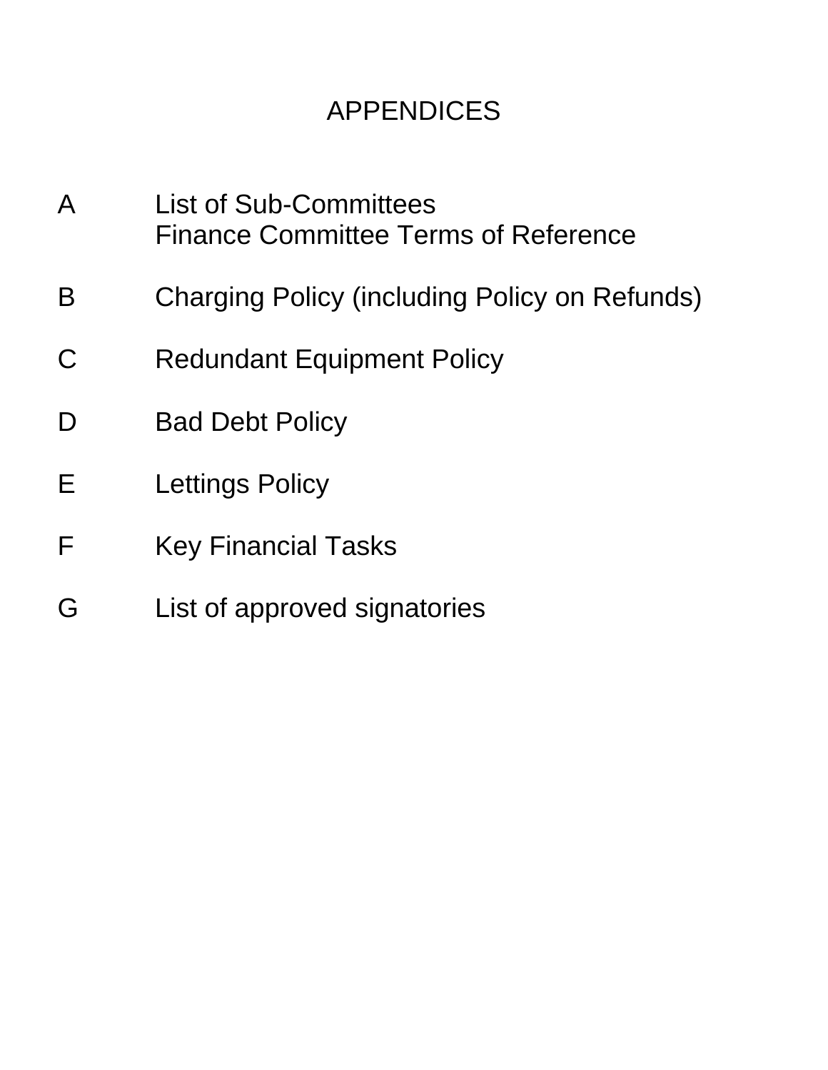# APPENDICES

| | |
|---|---|
| A | List of Sub-Committees<br>Finance Committee Terms of Reference |
| B | Charging Policy (including Policy on Refunds) |
| C | Redundant Equipment Policy |
| D | Bad Debt Policy |
| E | Lettings Policy |
| F | Key Financial Tasks |
| G | List of approved signatories |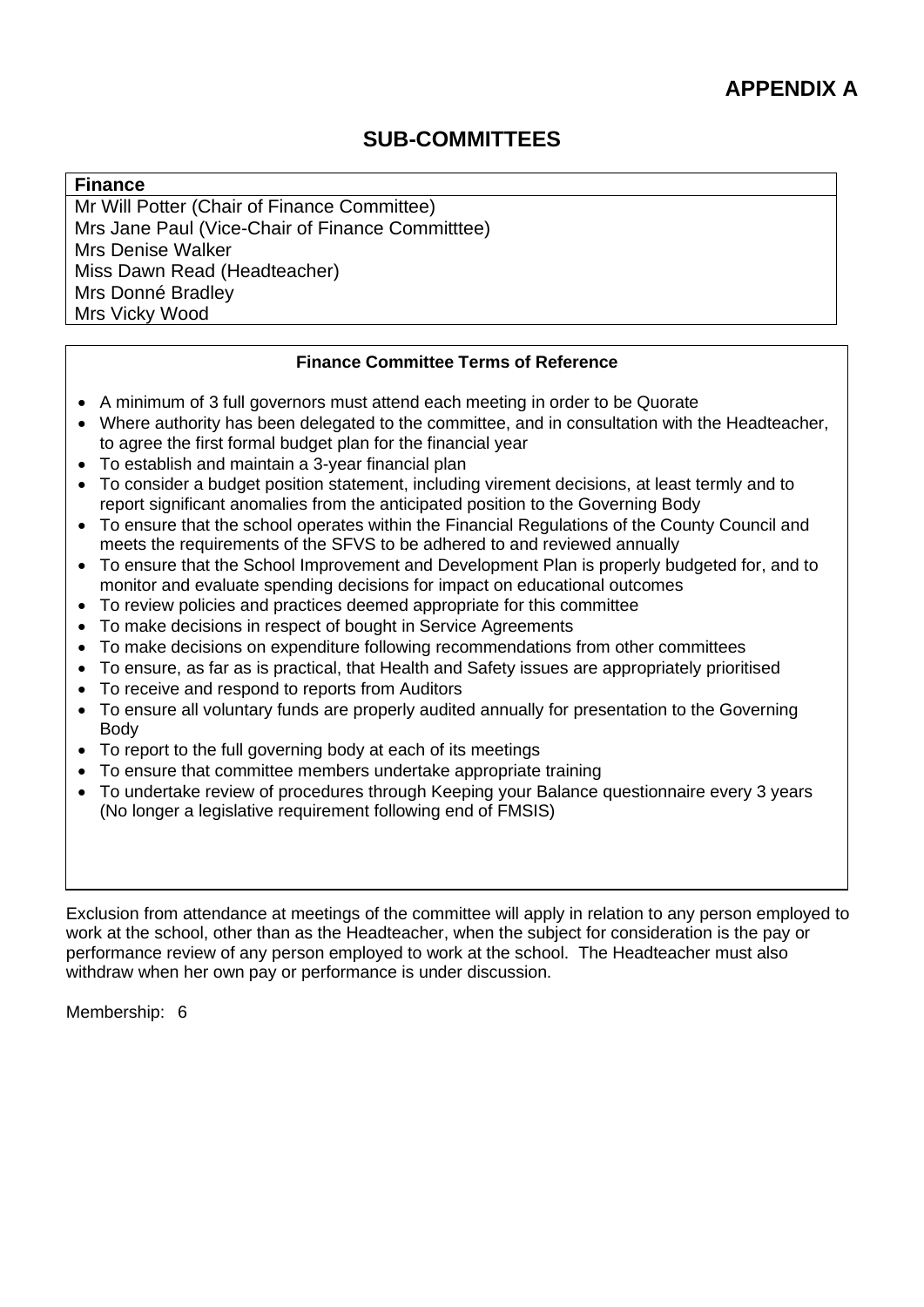**APPENDIX A**

## SUB-COMMITTEES

| **Finance** |
| --- |
| Mr Will Potter (Chair of Finance Committee)<br>Mrs Jane Paul (Vice-Chair of Finance Committtee)<br>Mrs Denise Walker<br>Miss Dawn Read (Headteacher)<br>Mrs Donné Bradley<br>Mrs Vicky Wood |

**Finance Committee Terms of Reference**

- A minimum of 3 full governors must attend each meeting in order to be Quorate
- Where authority has been delegated to the committee, and in consultation with the Headteacher, to agree the first formal budget plan for the financial year
- To establish and maintain a 3-year financial plan
- To consider a budget position statement, including virement decisions, at least termly and to report significant anomalies from the anticipated position to the Governing Body
- To ensure that the school operates within the Financial Regulations of the County Council and meets the requirements of the SFVS to be adhered to and reviewed annually
- To ensure that the School Improvement and Development Plan is properly budgeted for, and to monitor and evaluate spending decisions for impact on educational outcomes
- To review policies and practices deemed appropriate for this committee
- To make decisions in respect of bought in Service Agreements
- To make decisions on expenditure following recommendations from other committees
- To ensure, as far as is practical, that Health and Safety issues are appropriately prioritised
- To receive and respond to reports from Auditors
- To ensure all voluntary funds are properly audited annually for presentation to the Governing Body
- To report to the full governing body at each of its meetings
- To ensure that committee members undertake appropriate training
- To undertake review of procedures through Keeping your Balance questionnaire every 3 years (No longer a legislative requirement following end of FMSIS)

Exclusion from attendance at meetings of the committee will apply in relation to any person employed to work at the school, other than as the Headteacher, when the subject for consideration is the pay or performance review of any person employed to work at the school. The Headteacher must also withdraw when her own pay or performance is under discussion.

Membership: 6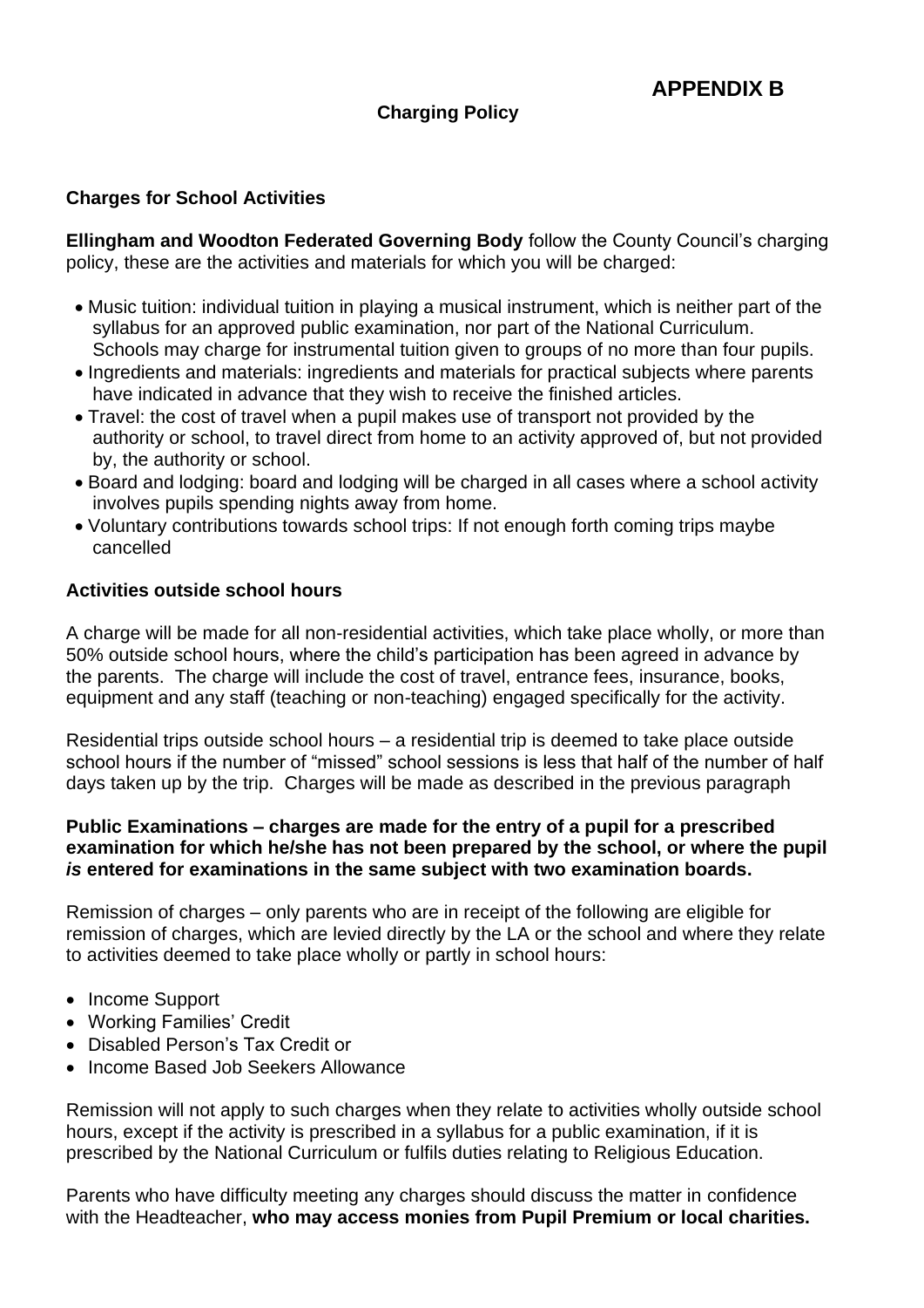## APPENDIX B

### Charging Policy

**Charges for School Activities**

**Ellingham and Woodton Federated Governing Body** follow the County Council's charging policy, these are the activities and materials for which you will be charged:

- Music tuition: individual tuition in playing a musical instrument, which is neither part of the syllabus for an approved public examination, nor part of the National Curriculum. Schools may charge for instrumental tuition given to groups of no more than four pupils.
- Ingredients and materials: ingredients and materials for practical subjects where parents have indicated in advance that they wish to receive the finished articles.
- Travel: the cost of travel when a pupil makes use of transport not provided by the authority or school, to travel direct from home to an activity approved of, but not provided by, the authority or school.
- Board and lodging: board and lodging will be charged in all cases where a school activity involves pupils spending nights away from home.
- Voluntary contributions towards school trips: If not enough forth coming trips maybe cancelled

**Activities outside school hours**

A charge will be made for all non-residential activities, which take place wholly, or more than 50% outside school hours, where the child's participation has been agreed in advance by the parents. The charge will include the cost of travel, entrance fees, insurance, books, equipment and any staff (teaching or non-teaching) engaged specifically for the activity.

Residential trips outside school hours – a residential trip is deemed to take place outside school hours if the number of "missed" school sessions is less that half of the number of half days taken up by the trip. Charges will be made as described in the previous paragraph

**Public Examinations – charges are made for the entry of a pupil for a prescribed examination for which he/she has not been prepared by the school, or where the pupil *is* entered for examinations in the same subject with two examination boards.**

Remission of charges – only parents who are in receipt of the following are eligible for remission of charges, which are levied directly by the LA or the school and where they relate to activities deemed to take place wholly or partly in school hours:

- Income Support
- Working Families' Credit
- Disabled Person's Tax Credit or
- Income Based Job Seekers Allowance

Remission will not apply to such charges when they relate to activities wholly outside school hours, except if the activity is prescribed in a syllabus for a public examination, if it is prescribed by the National Curriculum or fulfils duties relating to Religious Education.

Parents who have difficulty meeting any charges should discuss the matter in confidence with the Headteacher, **who may access monies from Pupil Premium or local charities.**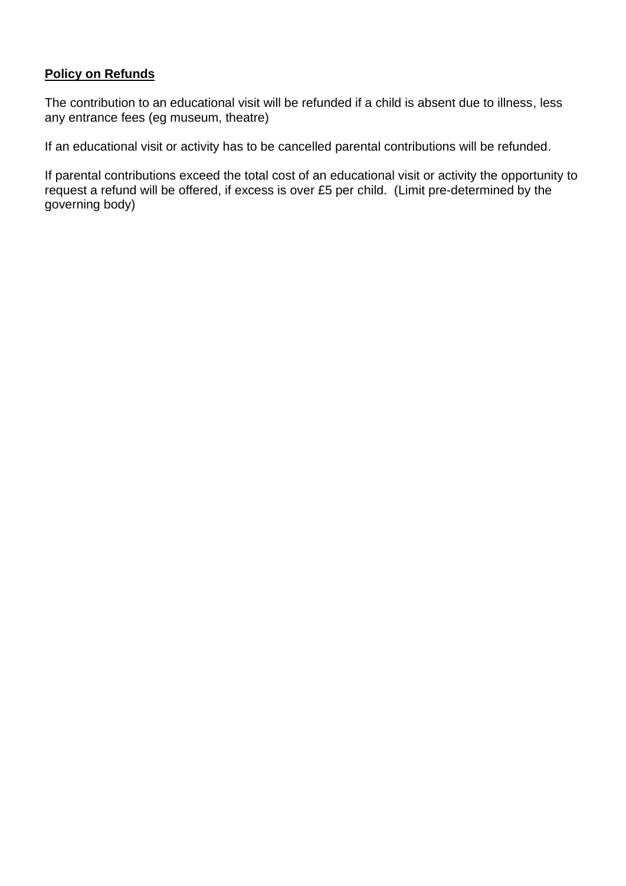**Policy on Refunds**

The contribution to an educational visit will be refunded if a child is absent due to illness, less any entrance fees (eg museum, theatre)

If an educational visit or activity has to be cancelled parental contributions will be refunded.

If parental contributions exceed the total cost of an educational visit or activity the opportunity to request a refund will be offered, if excess is over £5 per child. (Limit pre-determined by the governing body)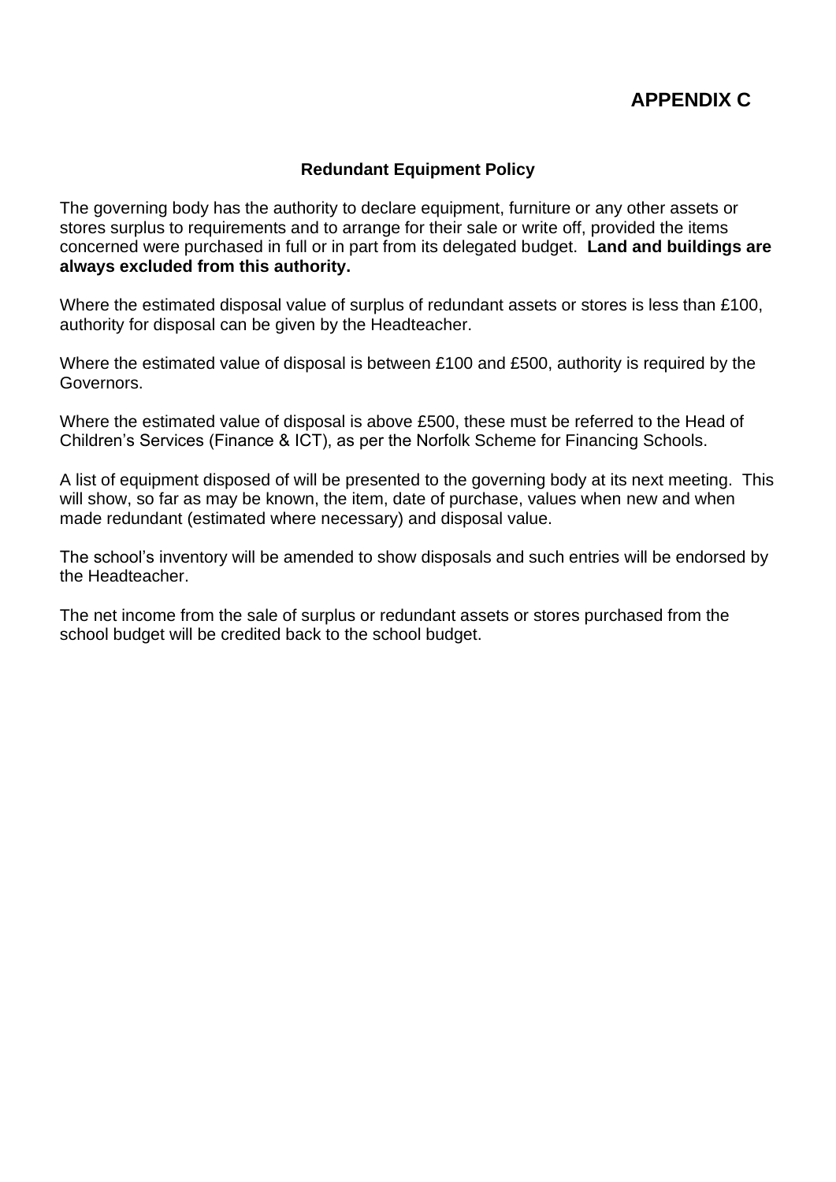# APPENDIX C

## Redundant Equipment Policy

The governing body has the authority to declare equipment, furniture or any other assets or stores surplus to requirements and to arrange for their sale or write off, provided the items concerned were purchased in full or in part from its delegated budget. **Land and buildings are always excluded from this authority.**

Where the estimated disposal value of surplus of redundant assets or stores is less than £100, authority for disposal can be given by the Headteacher.

Where the estimated value of disposal is between £100 and £500, authority is required by the Governors.

Where the estimated value of disposal is above £500, these must be referred to the Head of Children's Services (Finance & ICT), as per the Norfolk Scheme for Financing Schools.

A list of equipment disposed of will be presented to the governing body at its next meeting. This will show, so far as may be known, the item, date of purchase, values when new and when made redundant (estimated where necessary) and disposal value.

The school's inventory will be amended to show disposals and such entries will be endorsed by the Headteacher.

The net income from the sale of surplus or redundant assets or stores purchased from the school budget will be credited back to the school budget.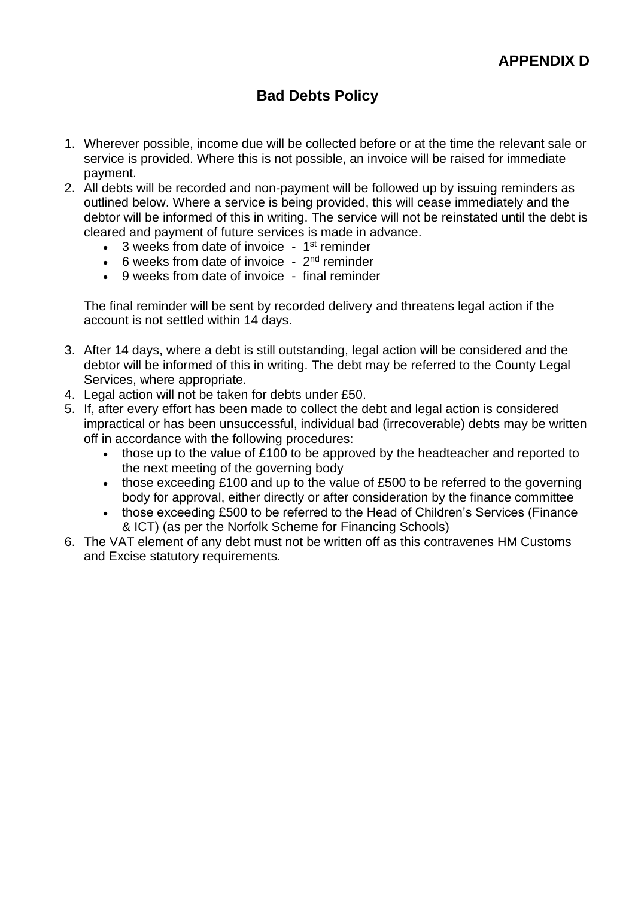**APPENDIX D**

# Bad Debts Policy

1. Wherever possible, income due will be collected before or at the time the relevant sale or service is provided. Where this is not possible, an invoice will be raised for immediate payment.
2. All debts will be recorded and non-payment will be followed up by issuing reminders as outlined below. Where a service is being provided, this will cease immediately and the debtor will be informed of this in writing. The service will not be reinstated until the debt is cleared and payment of future services is made in advance.
   - 3 weeks from date of invoice - 1st reminder
   - 6 weeks from date of invoice - 2nd reminder
   - 9 weeks from date of invoice - final reminder

   The final reminder will be sent by recorded delivery and threatens legal action if the account is not settled within 14 days.

3. After 14 days, where a debt is still outstanding, legal action will be considered and the debtor will be informed of this in writing. The debt may be referred to the County Legal Services, where appropriate.
4. Legal action will not be taken for debts under £50.
5. If, after every effort has been made to collect the debt and legal action is considered impractical or has been unsuccessful, individual bad (irrecoverable) debts may be written off in accordance with the following procedures:
   - those up to the value of £100 to be approved by the headteacher and reported to the next meeting of the governing body
   - those exceeding £100 and up to the value of £500 to be referred to the governing body for approval, either directly or after consideration by the finance committee
   - those exceeding £500 to be referred to the Head of Children's Services (Finance & ICT) (as per the Norfolk Scheme for Financing Schools)
6. The VAT element of any debt must not be written off as this contravenes HM Customs and Excise statutory requirements.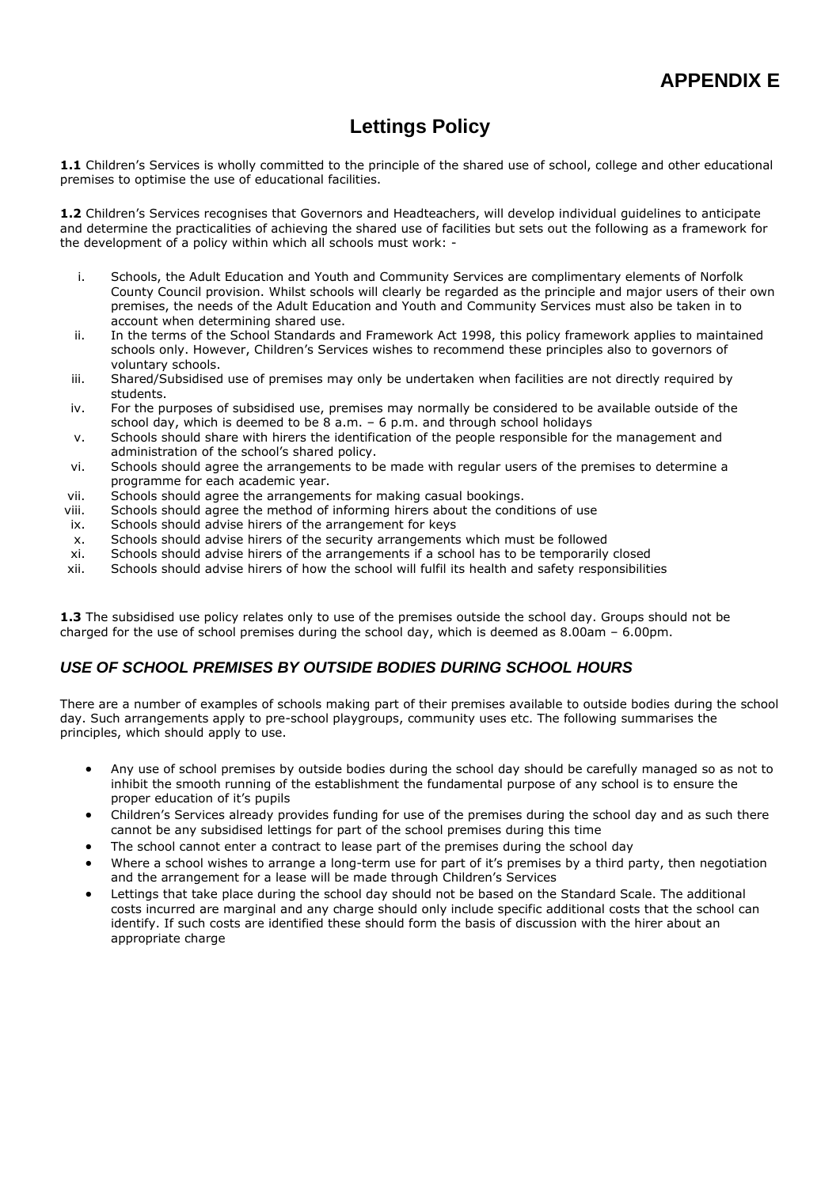# APPENDIX E

## Lettings Policy

**1.1** Children's Services is wholly committed to the principle of the shared use of school, college and other educational premises to optimise the use of educational facilities.

**1.2** Children's Services recognises that Governors and Headteachers, will develop individual guidelines to anticipate and determine the practicalities of achieving the shared use of facilities but sets out the following as a framework for the development of a policy within which all schools must work: -

i. Schools, the Adult Education and Youth and Community Services are complimentary elements of Norfolk County Council provision. Whilst schools will clearly be regarded as the principle and major users of their own premises, the needs of the Adult Education and Youth and Community Services must also be taken in to account when determining shared use.
ii. In the terms of the School Standards and Framework Act 1998, this policy framework applies to maintained schools only. However, Children's Services wishes to recommend these principles also to governors of voluntary schools.
iii. Shared/Subsidised use of premises may only be undertaken when facilities are not directly required by students.
iv. For the purposes of subsidised use, premises may normally be considered to be available outside of the school day, which is deemed to be 8 a.m. – 6 p.m. and through school holidays
v. Schools should share with hirers the identification of the people responsible for the management and administration of the school's shared policy.
vi. Schools should agree the arrangements to be made with regular users of the premises to determine a programme for each academic year.
vii. Schools should agree the arrangements for making casual bookings.
viii. Schools should agree the method of informing hirers about the conditions of use
ix. Schools should advise hirers of the arrangement for keys
x. Schools should advise hirers of the security arrangements which must be followed
xi. Schools should advise hirers of the arrangements if a school has to be temporarily closed
xii. Schools should advise hirers of how the school will fulfil its health and safety responsibilities

**1.3** The subsidised use policy relates only to use of the premises outside the school day. Groups should not be charged for the use of school premises during the school day, which is deemed as 8.00am – 6.00pm.

### *USE OF SCHOOL PREMISES BY OUTSIDE BODIES DURING SCHOOL HOURS*

There are a number of examples of schools making part of their premises available to outside bodies during the school day. Such arrangements apply to pre-school playgroups, community uses etc. The following summarises the principles, which should apply to use.

- Any use of school premises by outside bodies during the school day should be carefully managed so as not to inhibit the smooth running of the establishment the fundamental purpose of any school is to ensure the proper education of it's pupils
- Children's Services already provides funding for use of the premises during the school day and as such there cannot be any subsidised lettings for part of the school premises during this time
- The school cannot enter a contract to lease part of the premises during the school day
- Where a school wishes to arrange a long-term use for part of it's premises by a third party, then negotiation and the arrangement for a lease will be made through Children's Services
- Lettings that take place during the school day should not be based on the Standard Scale. The additional costs incurred are marginal and any charge should only include specific additional costs that the school can identify. If such costs are identified these should form the basis of discussion with the hirer about an appropriate charge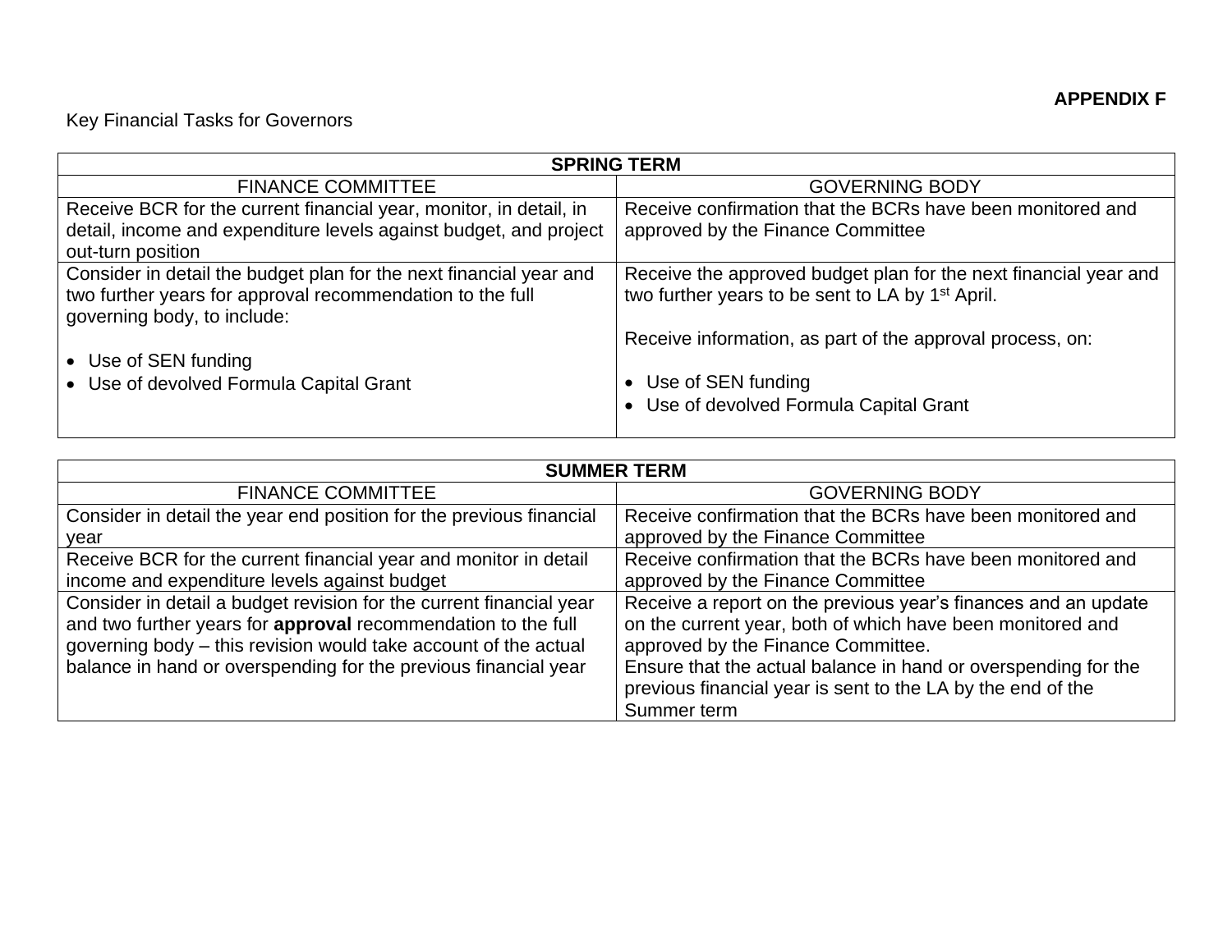**APPENDIX F**

Key Financial Tasks for Governors

| SPRING TERM | |
|---|---|
| FINANCE COMMITTEE | GOVERNING BODY |
| Receive BCR for the current financial year, monitor, in detail, in detail, income and expenditure levels against budget, and project out-turn position | Receive confirmation that the BCRs have been monitored and approved by the Finance Committee |
| Consider in detail the budget plan for the next financial year and two further years for approval recommendation to the full governing body, to include:<br><br>• Use of SEN funding<br>• Use of devolved Formula Capital Grant | Receive the approved budget plan for the next financial year and two further years to be sent to LA by 1st April.<br><br>Receive information, as part of the approval process, on:<br><br>• Use of SEN funding<br>• Use of devolved Formula Capital Grant |

| SUMMER TERM | |
|---|---|
| FINANCE COMMITTEE | GOVERNING BODY |
| Consider in detail the year end position for the previous financial year | Receive confirmation that the BCRs have been monitored and approved by the Finance Committee |
| Receive BCR for the current financial year and monitor in detail income and expenditure levels against budget | Receive confirmation that the BCRs have been monitored and approved by the Finance Committee |
| Consider in detail a budget revision for the current financial year and two further years for **approval** recommendation to the full governing body – this revision would take account of the actual balance in hand or overspending for the previous financial year | Receive a report on the previous year's finances and an update on the current year, both of which have been monitored and approved by the Finance Committee.<br>Ensure that the actual balance in hand or overspending for the previous financial year is sent to the LA by the end of the Summer term |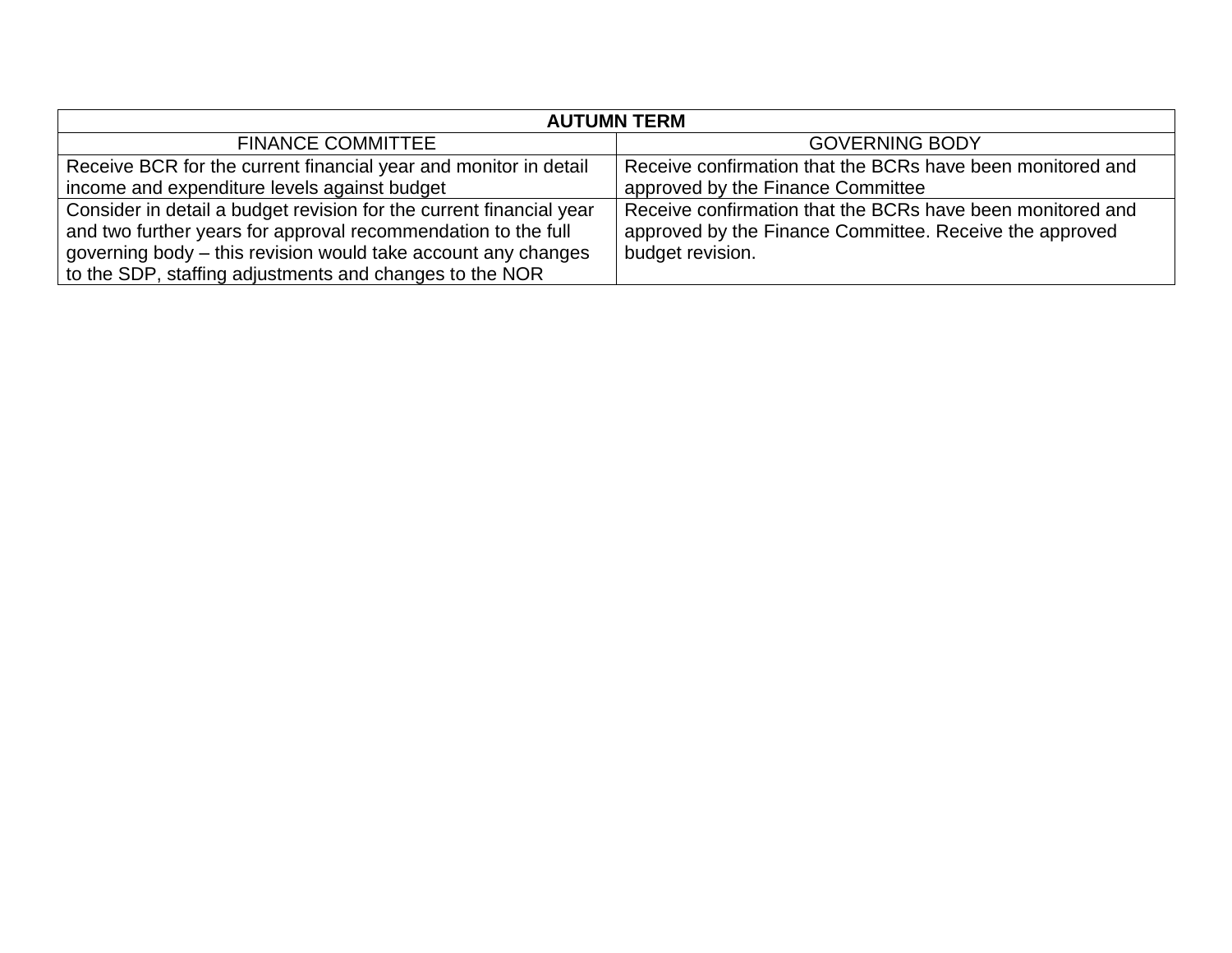| AUTUMN TERM | |
|---|---|
| FINANCE COMMITTEE | GOVERNING BODY |
| Receive BCR for the current financial year and monitor in detail income and expenditure levels against budget | Receive confirmation that the BCRs have been monitored and approved by the Finance Committee |
| Consider in detail a budget revision for the current financial year and two further years for approval recommendation to the full governing body – this revision would take account any changes to the SDP, staffing adjustments and changes to the NOR | Receive confirmation that the BCRs have been monitored and approved by the Finance Committee. Receive the approved budget revision. |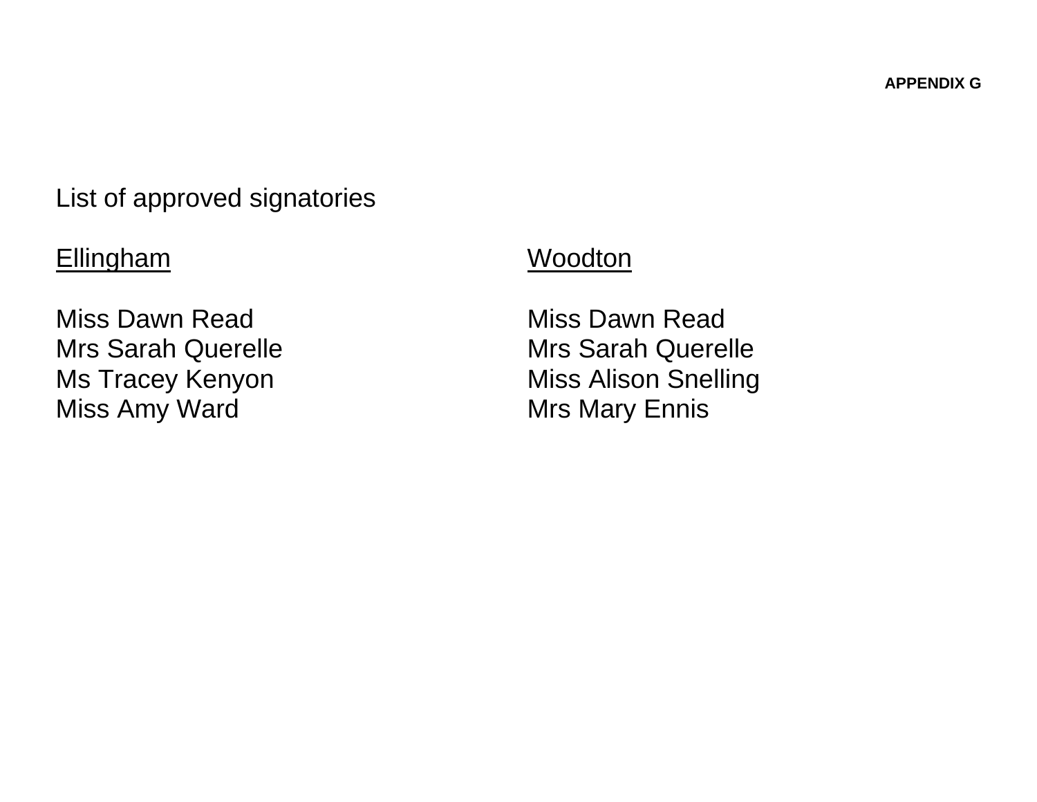**APPENDIX G**

List of approved signatories

<u>Ellingham</u>

Miss Dawn Read
Mrs Sarah Querelle
Ms Tracey Kenyon
Miss Amy Ward

<u>Woodton</u>

Miss Dawn Read
Mrs Sarah Querelle
Miss Alison Snelling
Mrs Mary Ennis